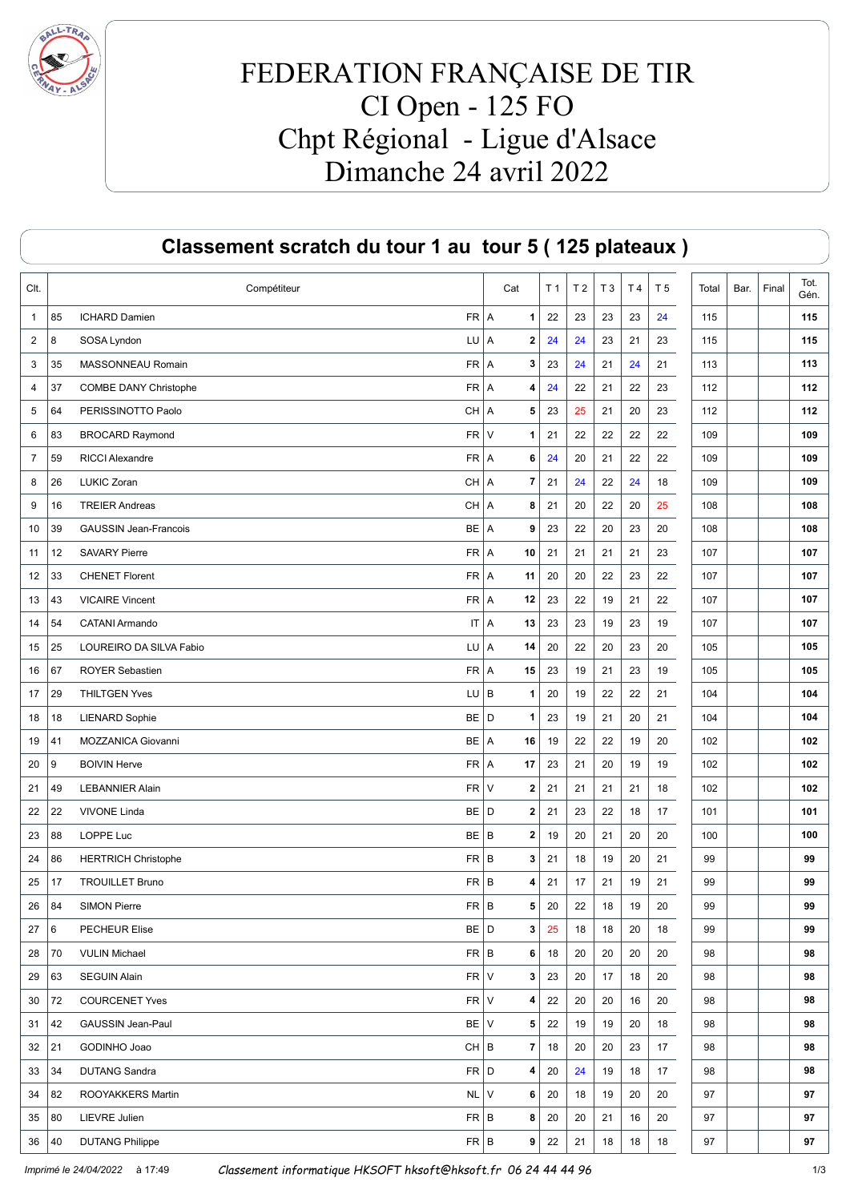# FEDERATION FRANÇAISE DE TIR
# CI Open - 125 FO
# Chpt Régional - Ligue d'Alsace
# Dimanche 24 avril 2022

## Classement scratch du tour 1 au tour 5 ( 125 plateaux )

| Clt. | | Compétiteur | | Cat | | T 1 | T 2 | T 3 | T 4 | T 5 | Total | Bar. | Final | Tot. Gén. |
|---|---|---|---|---|---|---|---|---|---|---|---|---|---|---|
| 1 | 85 | ICHARD Damien | FR | A | 1 | 22 | 23 | 23 | 23 | 24 | 115 | | | **115** |
| 2 | 8 | SOSA Lyndon | LU | A | 2 | 24 | 24 | 23 | 21 | 23 | 115 | | | **115** |
| 3 | 35 | MASSONNEAU Romain | FR | A | 3 | 23 | 24 | 21 | 24 | 21 | 113 | | | **113** |
| 4 | 37 | COMBE DANY Christophe | FR | A | 4 | 24 | 22 | 21 | 22 | 23 | 112 | | | **112** |
| 5 | 64 | PERISSINOTTO Paolo | CH | A | 5 | 23 | 25 | 21 | 20 | 23 | 112 | | | **112** |
| 6 | 83 | BROCARD Raymond | FR | V | 1 | 21 | 22 | 22 | 22 | 22 | 109 | | | **109** |
| 7 | 59 | RICCI Alexandre | FR | A | 6 | 24 | 20 | 21 | 22 | 22 | 109 | | | **109** |
| 8 | 26 | LUKIC Zoran | CH | A | 7 | 21 | 24 | 22 | 24 | 18 | 109 | | | **109** |
| 9 | 16 | TREIER Andreas | CH | A | 8 | 21 | 20 | 22 | 20 | 25 | 108 | | | **108** |
| 10 | 39 | GAUSSIN Jean-Francois | BE | A | 9 | 23 | 22 | 20 | 23 | 20 | 108 | | | **108** |
| 11 | 12 | SAVARY Pierre | FR | A | 10 | 21 | 21 | 21 | 21 | 23 | 107 | | | **107** |
| 12 | 33 | CHENET Florent | FR | A | 11 | 20 | 20 | 22 | 23 | 22 | 107 | | | **107** |
| 13 | 43 | VICAIRE Vincent | FR | A | 12 | 23 | 22 | 19 | 21 | 22 | 107 | | | **107** |
| 14 | 54 | CATANI Armando | IT | A | 13 | 23 | 23 | 19 | 23 | 19 | 107 | | | **107** |
| 15 | 25 | LOUREIRO DA SILVA Fabio | LU | A | 14 | 20 | 22 | 20 | 23 | 20 | 105 | | | **105** |
| 16 | 67 | ROYER Sebastien | FR | A | 15 | 23 | 19 | 21 | 23 | 19 | 105 | | | **105** |
| 17 | 29 | THILTGEN Yves | LU | B | 1 | 20 | 19 | 22 | 22 | 21 | 104 | | | **104** |
| 18 | 18 | LIENARD Sophie | BE | D | 1 | 23 | 19 | 21 | 20 | 21 | 104 | | | **104** |
| 19 | 41 | MOZZANICA Giovanni | BE | A | 16 | 19 | 22 | 22 | 19 | 20 | 102 | | | **102** |
| 20 | 9 | BOIVIN Herve | FR | A | 17 | 23 | 21 | 20 | 19 | 19 | 102 | | | **102** |
| 21 | 49 | LEBANNIER Alain | FR | V | 2 | 21 | 21 | 21 | 21 | 18 | 102 | | | **102** |
| 22 | 22 | VIVONE Linda | BE | D | 2 | 21 | 23 | 22 | 18 | 17 | 101 | | | **101** |
| 23 | 88 | LOPPE Luc | BE | B | 2 | 19 | 20 | 21 | 20 | 20 | 100 | | | **100** |
| 24 | 86 | HERTRICH Christophe | FR | B | 3 | 21 | 18 | 19 | 20 | 21 | 99 | | | **99** |
| 25 | 17 | TROUILLET Bruno | FR | B | 4 | 21 | 17 | 21 | 19 | 21 | 99 | | | **99** |
| 26 | 84 | SIMON Pierre | FR | B | 5 | 20 | 22 | 18 | 19 | 20 | 99 | | | **99** |
| 27 | 6 | PECHEUR Elise | BE | D | 3 | 25 | 18 | 18 | 20 | 18 | 99 | | | **99** |
| 28 | 70 | VULIN Michael | FR | B | 6 | 18 | 20 | 20 | 20 | 20 | 98 | | | **98** |
| 29 | 63 | SEGUIN Alain | FR | V | 3 | 23 | 20 | 17 | 18 | 20 | 98 | | | **98** |
| 30 | 72 | COURCENET Yves | FR | V | 4 | 22 | 20 | 20 | 16 | 20 | 98 | | | **98** |
| 31 | 42 | GAUSSIN Jean-Paul | BE | V | 5 | 22 | 19 | 19 | 20 | 18 | 98 | | | **98** |
| 32 | 21 | GODINHO Joao | CH | B | 7 | 18 | 20 | 20 | 23 | 17 | 98 | | | **98** |
| 33 | 34 | DUTANG Sandra | FR | D | 4 | 20 | 24 | 19 | 18 | 17 | 98 | | | **98** |
| 34 | 82 | ROOYAKKERS Martin | NL | V | 6 | 20 | 18 | 19 | 20 | 20 | 97 | | | **97** |
| 35 | 80 | LIEVRE Julien | FR | B | 8 | 20 | 20 | 21 | 16 | 20 | 97 | | | **97** |
| 36 | 40 | DUTANG Philippe | FR | B | 9 | 22 | 21 | 18 | 18 | 18 | 97 | | | **97** |

*Imprimé le 24/04/2022* à 17:49 *Classement informatique HKSOFT hksoft@hksoft.fr 06 24 44 44 96*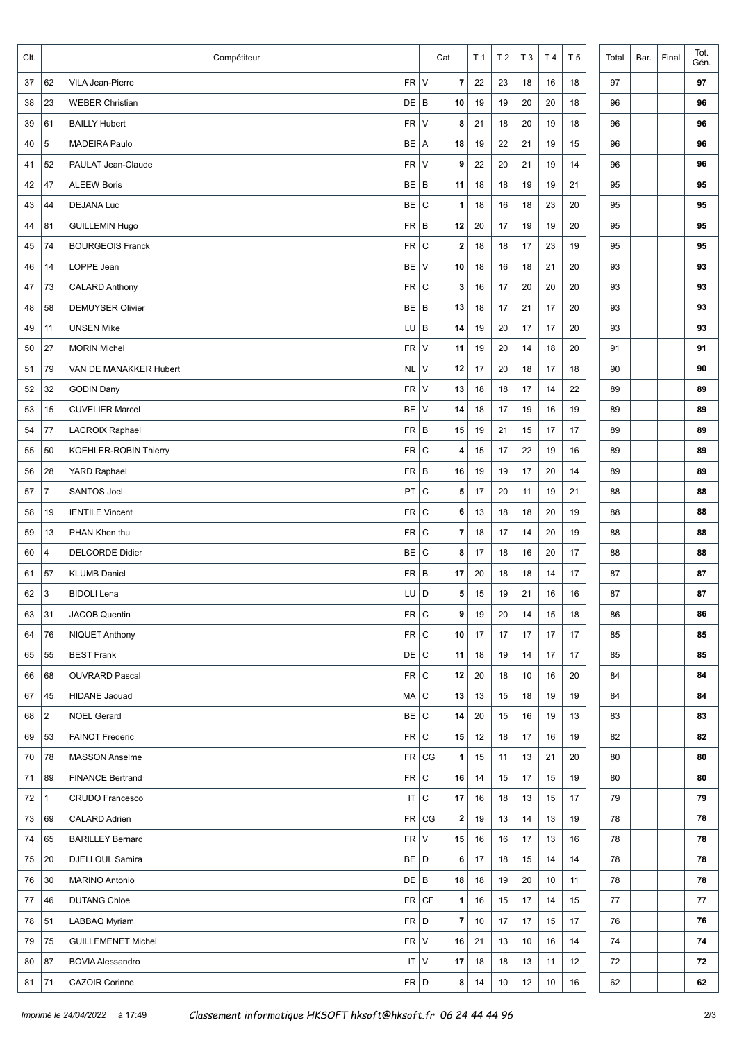| Clt. | | Compétiteur | | Cat | | T 1 | T 2 | T 3 | T 4 | T 5 | Total | Bar. | Final | Tot. Gén. |
|---|---|---|---|---|---|---|---|---|---|---|---|---|---|---|
| 37 | 62 | VILA Jean-Pierre | FR | V | 7 | 22 | 23 | 18 | 16 | 18 | 97 | | | **97** |
| 38 | 23 | WEBER Christian | DE | B | 10 | 19 | 19 | 20 | 20 | 18 | 96 | | | **96** |
| 39 | 61 | BAILLY Hubert | FR | V | 8 | 21 | 18 | 20 | 19 | 18 | 96 | | | **96** |
| 40 | 5 | MADEIRA Paulo | BE | A | 18 | 19 | 22 | 21 | 19 | 15 | 96 | | | **96** |
| 41 | 52 | PAULAT Jean-Claude | FR | V | 9 | 22 | 20 | 21 | 19 | 14 | 96 | | | **96** |
| 42 | 47 | ALEEW Boris | BE | B | 11 | 18 | 18 | 19 | 19 | 21 | 95 | | | **95** |
| 43 | 44 | DEJANA Luc | BE | C | 1 | 18 | 16 | 18 | 23 | 20 | 95 | | | **95** |
| 44 | 81 | GUILLEMIN Hugo | FR | B | 12 | 20 | 17 | 19 | 19 | 20 | 95 | | | **95** |
| 45 | 74 | BOURGEOIS Franck | FR | C | 2 | 18 | 18 | 17 | 23 | 19 | 95 | | | **95** |
| 46 | 14 | LOPPE Jean | BE | V | 10 | 18 | 16 | 18 | 21 | 20 | 93 | | | **93** |
| 47 | 73 | CALARD Anthony | FR | C | 3 | 16 | 17 | 20 | 20 | 20 | 93 | | | **93** |
| 48 | 58 | DEMUYSER Olivier | BE | B | 13 | 18 | 17 | 21 | 17 | 20 | 93 | | | **93** |
| 49 | 11 | UNSEN Mike | LU | B | 14 | 19 | 20 | 17 | 17 | 20 | 93 | | | **93** |
| 50 | 27 | MORIN Michel | FR | V | 11 | 19 | 20 | 14 | 18 | 20 | 91 | | | **91** |
| 51 | 79 | VAN DE MANAKKER Hubert | NL | V | 12 | 17 | 20 | 18 | 17 | 18 | 90 | | | **90** |
| 52 | 32 | GODIN Dany | FR | V | 13 | 18 | 18 | 17 | 14 | 22 | 89 | | | **89** |
| 53 | 15 | CUVELIER Marcel | BE | V | 14 | 18 | 17 | 19 | 16 | 19 | 89 | | | **89** |
| 54 | 77 | LACROIX Raphael | FR | B | 15 | 19 | 21 | 15 | 17 | 17 | 89 | | | **89** |
| 55 | 50 | KOEHLER-ROBIN Thierry | FR | C | 4 | 15 | 17 | 22 | 19 | 16 | 89 | | | **89** |
| 56 | 28 | YARD Raphael | FR | B | 16 | 19 | 19 | 17 | 20 | 14 | 89 | | | **89** |
| 57 | 7 | SANTOS Joel | PT | C | 5 | 17 | 20 | 11 | 19 | 21 | 88 | | | **88** |
| 58 | 19 | IENTILE Vincent | FR | C | 6 | 13 | 18 | 18 | 20 | 19 | 88 | | | **88** |
| 59 | 13 | PHAN Khen thu | FR | C | 7 | 18 | 17 | 14 | 20 | 19 | 88 | | | **88** |
| 60 | 4 | DELCORDE Didier | BE | C | 8 | 17 | 18 | 16 | 20 | 17 | 88 | | | **88** |
| 61 | 57 | KLUMB Daniel | FR | B | 17 | 20 | 18 | 18 | 14 | 17 | 87 | | | **87** |
| 62 | 3 | BIDOLI Lena | LU | D | 5 | 15 | 19 | 21 | 16 | 16 | 87 | | | **87** |
| 63 | 31 | JACOB Quentin | FR | C | 9 | 19 | 20 | 14 | 15 | 18 | 86 | | | **86** |
| 64 | 76 | NIQUET Anthony | FR | C | 10 | 17 | 17 | 17 | 17 | 17 | 85 | | | **85** |
| 65 | 55 | BEST Frank | DE | C | 11 | 18 | 19 | 14 | 17 | 17 | 85 | | | **85** |
| 66 | 68 | OUVRARD Pascal | FR | C | 12 | 20 | 18 | 10 | 16 | 20 | 84 | | | **84** |
| 67 | 45 | HIDANE Jaouad | MA | C | 13 | 13 | 15 | 18 | 19 | 19 | 84 | | | **84** |
| 68 | 2 | NOEL Gerard | BE | C | 14 | 20 | 15 | 16 | 19 | 13 | 83 | | | **83** |
| 69 | 53 | FAINOT Frederic | FR | C | 15 | 12 | 18 | 17 | 16 | 19 | 82 | | | **82** |
| 70 | 78 | MASSON Anselme | FR | CG | 1 | 15 | 11 | 13 | 21 | 20 | 80 | | | **80** |
| 71 | 89 | FINANCE Bertrand | FR | C | 16 | 14 | 15 | 17 | 15 | 19 | 80 | | | **80** |
| 72 | 1 | CRUDO Francesco | IT | C | 17 | 16 | 18 | 13 | 15 | 17 | 79 | | | **79** |
| 73 | 69 | CALARD Adrien | FR | CG | 2 | 19 | 13 | 14 | 13 | 19 | 78 | | | **78** |
| 74 | 65 | BARILLEY Bernard | FR | V | 15 | 16 | 16 | 17 | 13 | 16 | 78 | | | **78** |
| 75 | 20 | DJELLOUL Samira | BE | D | 6 | 17 | 18 | 15 | 14 | 14 | 78 | | | **78** |
| 76 | 30 | MARINO Antonio | DE | B | 18 | 18 | 19 | 20 | 10 | 11 | 78 | | | **78** |
| 77 | 46 | DUTANG Chloe | FR | CF | 1 | 16 | 15 | 17 | 14 | 15 | 77 | | | **77** |
| 78 | 51 | LABBAQ Myriam | FR | D | 7 | 10 | 17 | 17 | 15 | 17 | 76 | | | **76** |
| 79 | 75 | GUILLEMENET Michel | FR | V | 16 | 21 | 13 | 10 | 16 | 14 | 74 | | | **74** |
| 80 | 87 | BOVIA Alessandro | IT | V | 17 | 18 | 18 | 13 | 11 | 12 | 72 | | | **72** |
| 81 | 71 | CAZOIR Corinne | FR | D | 8 | 14 | 10 | 12 | 10 | 16 | 62 | | | **62** |

*Imprimé le 24/04/2022 à 17:49* — *Classement informatique HKSOFT hksoft@hksoft.fr 06 24 44 44 96*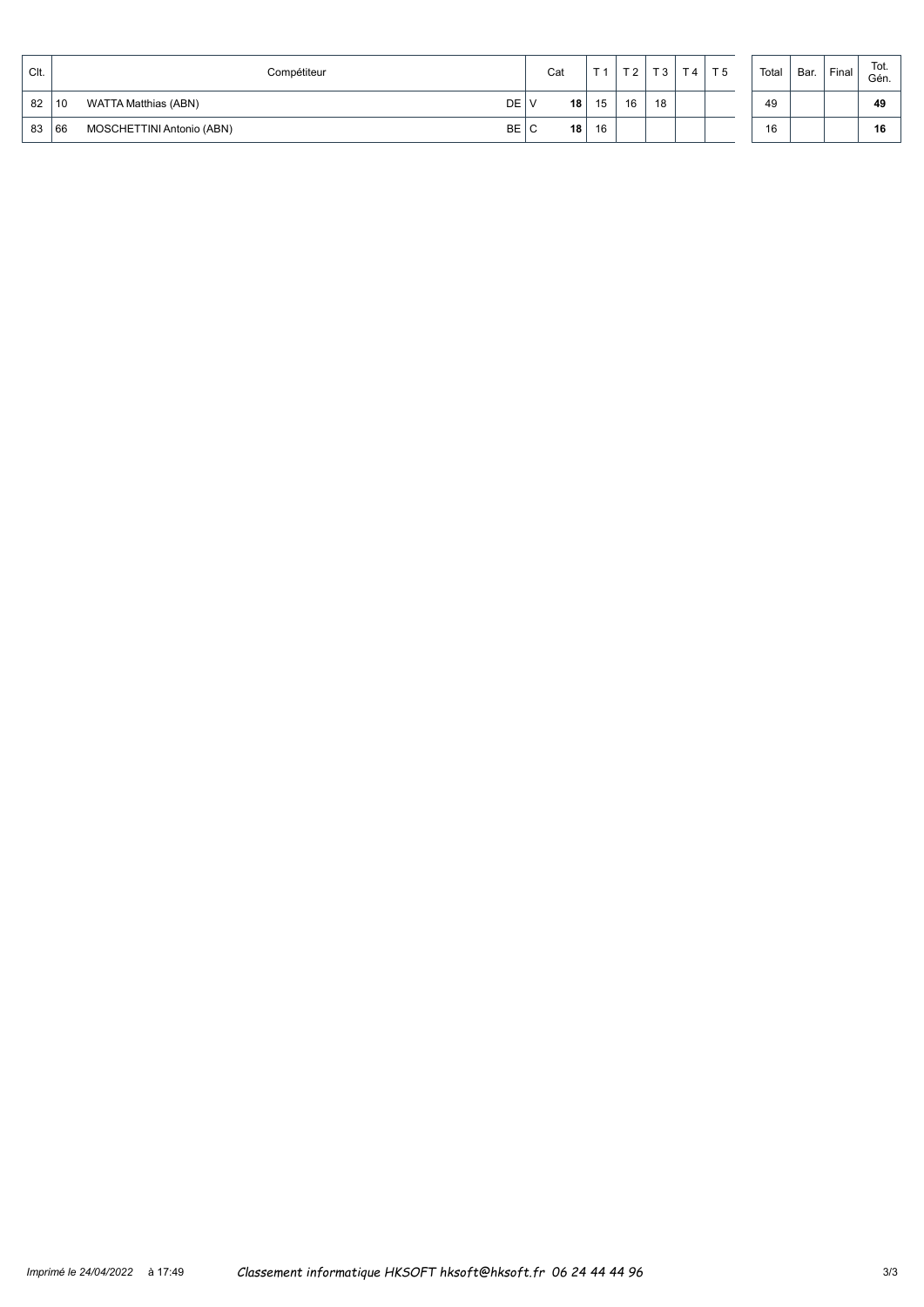| Clt. | | Compétiteur | | Cat | | T 1 | T 2 | T 3 | T 4 | T 5 | Total | Bar. | Final | Tot. Gén. |
|---|---|---|---|---|---|---|---|---|---|---|---|---|---|---|
| 82 | 10 | WATTA Matthias (ABN) | DE | V | **18** | 15 | 16 | 18 | | | 49 | | | **49** |
| 83 | 66 | MOSCHETTINI Antonio (ABN) | BE | C | **18** | 16 | | | | | 16 | | | **16** |

*Imprimé le 24/04/2022* à 17:49 *Classement informatique HKSOFT hksoft@hksoft.fr 06 24 44 44 96*